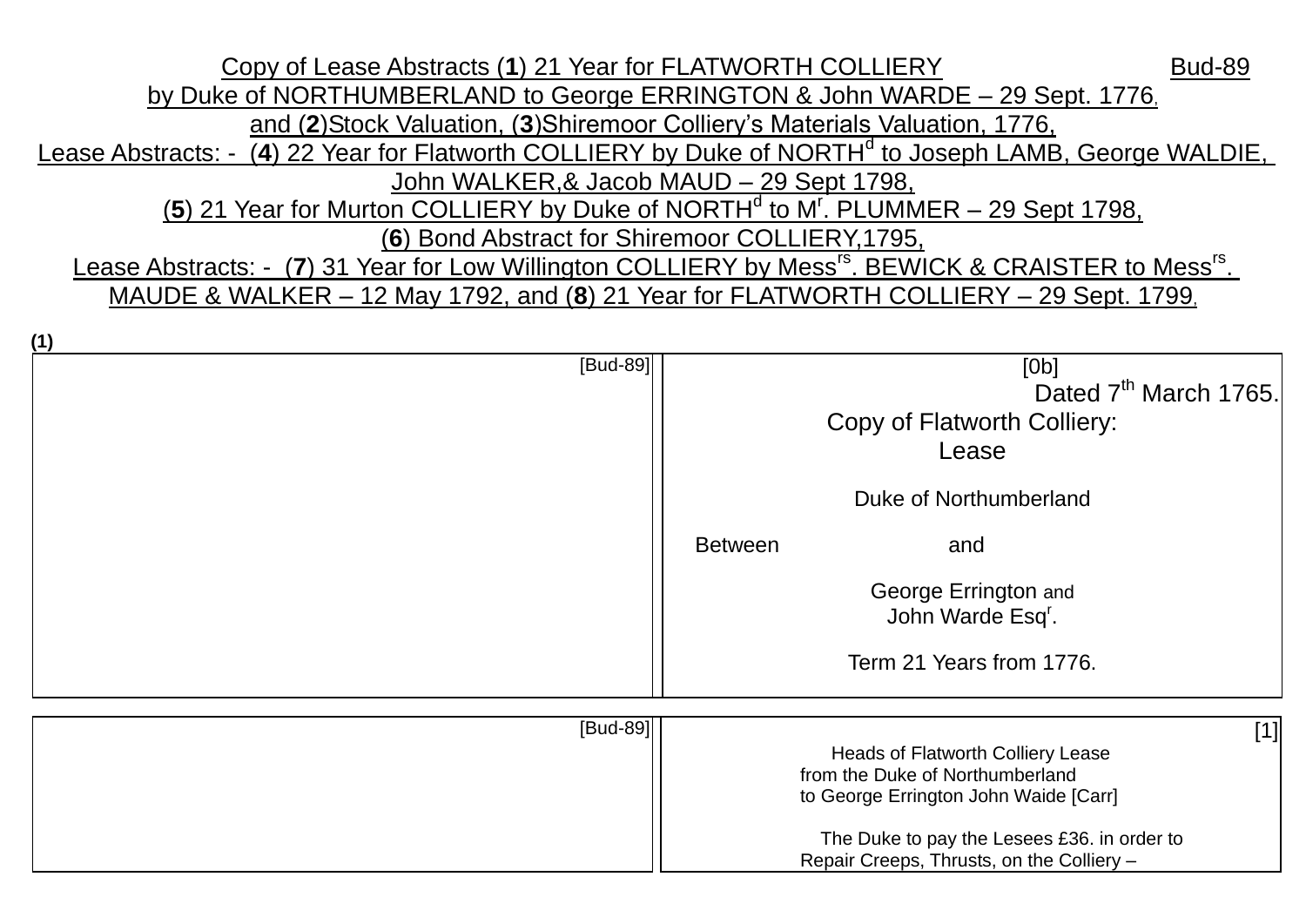# Copy of Lease Abstracts (**1**) 21 Year for FLATWORTH COLLIERY by Duke of NORTHUMBERLAND to George ERRINGTON & John WARDE – 29 Sept. 1776, and (**2**)Stock Valuation, (**3**)Shiremoor Colliery's Materials Valuation, 1776, Lease Abstracts: - (**4**) 22 Year for Flatworth COLLIERY by Duke of NORTH[d] to Joseph LAMB, George WALDIE, John WALKER,& Jacob MAUD – 29 Sept 1798, (**5**) 21 Year for Murton COLLIERY by Duke of NORTH[d] to M[r]. PLUMMER – 29 Sept 1798, (**6**) Bond Abstract for Shiremoor COLLIERY,1795, Lease Abstracts: - (**7**) 31 Year for Low Willington COLLIERY by Mess[rs]. BEWICK & CRAISTER to Mess[rs]. MAUDE & WALKER – 12 May 1792, and (**8**) 21 Year for FLATWORTH COLLIERY – 29 Sept. 1799,

Bud-89

**(1)**

[Bud-89]

[0b]

Dated 7[th] March 1765.

Copy of Flatworth Colliery:
Lease

Duke of Northumberland

Between and

George Errington and
John Warde Esq[r].

Term 21 Years from 1776.

[Bud-89]

[1]

Heads of Flatworth Colliery Lease
from the Duke of Northumberland
to George Errington John Waide [Carr]

The Duke to pay the Lesees £36. in order to
Repair Creeps, Thrusts, on the Colliery –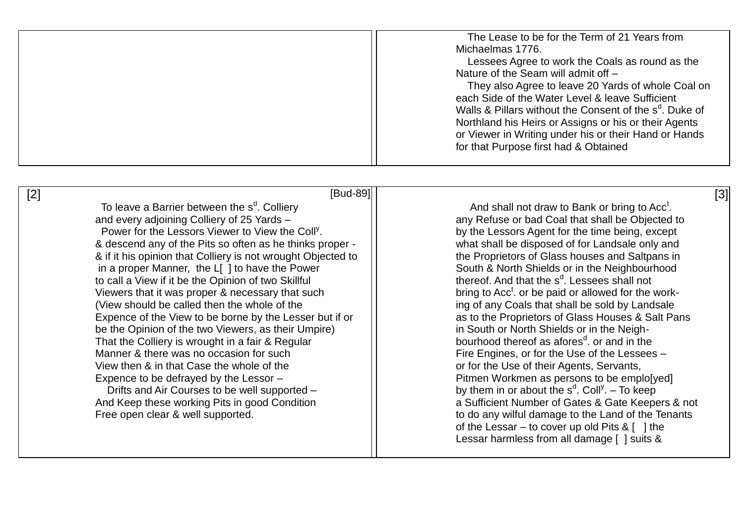The Lease to be for the Term of 21 Years from Michaelmas 1776.

Lessees Agree to work the Coals as round as the Nature of the Seam will admit off –

They also Agree to leave 20 Yards of whole Coal on each Side of the Water Level & leave Sufficient Walls & Pillars without the Consent of the s[d]. Duke of Northland his Heirs or Assigns or his or their Agents or Viewer in Writing under his or their Hand or Hands for that Purpose first had & Obtained

[2] [Bud-89]

To leave a Barrier between the s[d]. Colliery and every adjoining Colliery of 25 Yards –

Power for the Lessors Viewer to View the Coll[y]. & descend any of the Pits so often as he thinks proper - & if it his opinion that Colliery is not wrought Objected to in a proper Manner, the L[ ] to have the Power to call a View if it be the Opinion of two Skillful Viewers that it was proper & necessary that such (View should be called then the whole of the Expence of the View to be borne by the Lesser but if or be the Opinion of the two Viewers, as their Umpire) That the Colliery is wrought in a fair & Regular Manner & there was no occasion for such View then & in that Case the whole of the Expence to be defrayed by the Lessor –

Drifts and Air Courses to be well supported – And Keep these working Pits in good Condition Free open clear & well supported.

[3]

And shall not draw to Bank or bring to Acc[t]. any Refuse or bad Coal that shall be Objected to by the Lessors Agent for the time being, except what shall be disposed of for Landsale only and the Proprietors of Glass houses and Saltpans in South & North Shields or in the Neighbourhood thereof. And that the s[d]. Lessees shall not bring to Acc[t]. or be paid or allowed for the working of any Coals that shall be sold by Landsale as to the Proprietors of Glass Houses & Salt Pans in South or North Shields or in the Neighbourhood thereof as afores[d]. or and in the Fire Engines, or for the Use of the Lessees – or for the Use of their Agents, Servants, Pitmen Workmen as persons to be emplo[yed] by them in or about the s[d]. Coll[y]. – To keep a Sufficient Number of Gates & Gate Keepers & not to do any wilful damage to the Land of the Tenants of the Lessar – to cover up old Pits & [ ] the Lessar harmless from all damage [ ] suits &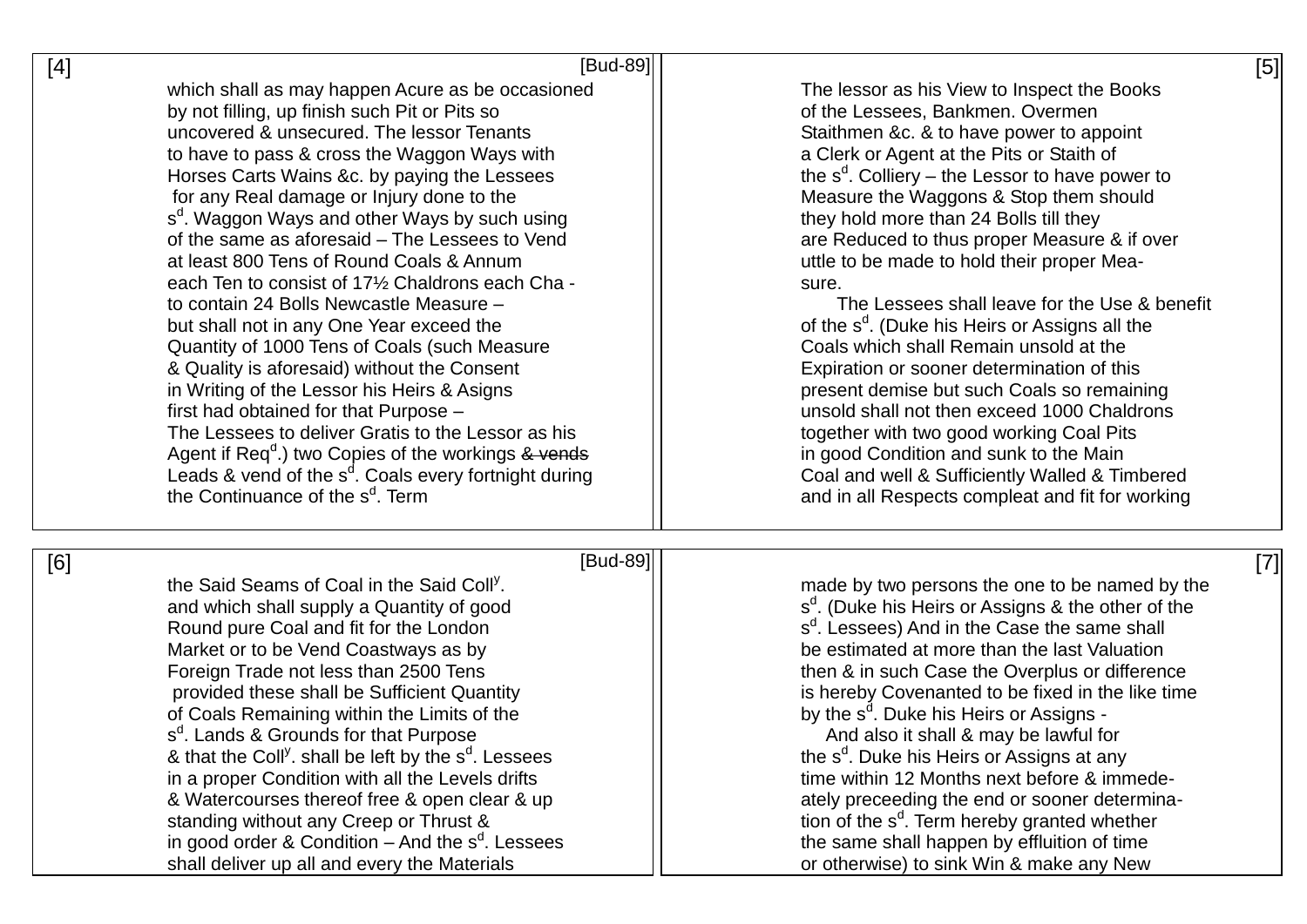[4] [Bud-89]

which shall as may happen Acure as be occasioned
by not filling, up finish such Pit or Pits so
uncovered & unsecured. The lessor Tenants
to have to pass & cross the Waggon Ways with
Horses Carts Wains &c. by paying the Lessees
for any Real damage or Injury done to the
s[d]. Waggon Ways and other Ways by such using
of the same as aforesaid – The Lessees to Vend
at least 800 Tens of Round Coals & Annum
each Ten to consist of 17½ Chaldrons each Cha -
to contain 24 Bolls Newcastle Measure –
but shall not in any One Year exceed the
Quantity of 1000 Tens of Coals (such Measure
& Quality is aforesaid) without the Consent
in Writing of the Lessor his Heirs & Asigns
first had obtained for that Purpose –
The Lessees to deliver Gratis to the Lessor as his
Agent if Req[d].) two Copies of the workings ~~& vends~~
Leads & vend of the s[d]. Coals every fortnight during
the Continuance of the s[d]. Term

[5]

The lessor as his View to Inspect the Books
of the Lessees, Bankmen. Overmen
Staithmen &c. & to have power to appoint
a Clerk or Agent at the Pits or Staith of
the s[d]. Colliery – the Lessor to have power to
Measure the Waggons & Stop them should
they hold more than 24 Bolls till they
are Reduced to thus proper Measure & if over
uttle to be made to hold their proper Mea-
sure.

The Lessees shall leave for the Use & benefit
of the s[d]. (Duke his Heirs or Assigns all the
Coals which shall Remain unsold at the
Expiration or sooner determination of this
present demise but such Coals so remaining
unsold shall not then exceed 1000 Chaldrons
together with two good working Coal Pits
in good Condition and sunk to the Main
Coal and well & Sufficiently Walled & Timbered
and in all Respects compleat and fit for working

[6] [Bud-89]

the Said Seams of Coal in the Said Coll[y].
and which shall supply a Quantity of good
Round pure Coal and fit for the London
Market or to be Vend Coastways as by
Foreign Trade not less than 2500 Tens
provided these shall be Sufficient Quantity
of Coals Remaining within the Limits of the
s[d]. Lands & Grounds for that Purpose
& that the Coll[y]. shall be left by the s[d]. Lessees
in a proper Condition with all the Levels drifts
& Watercourses thereof free & open clear & up
standing without any Creep or Thrust &
in good order & Condition – And the s[d]. Lessees
shall deliver up all and every the Materials

[7]

made by two persons the one to be named by the
s[d]. (Duke his Heirs or Assigns & the other of the
s[d]. Lessees) And in the Case the same shall
be estimated at more than the last Valuation
then & in such Case the Overplus or difference
is hereby Covenanted to be fixed in the like time
by the s[d]. Duke his Heirs or Assigns -

And also it shall & may be lawful for
the s[d]. Duke his Heirs or Assigns at any
time within 12 Months next before & immede-
ately preceeding the end or sooner determina-
tion of the s[d]. Term hereby granted whether
the same shall happen by effluition of time
or otherwise) to sink Win & make any New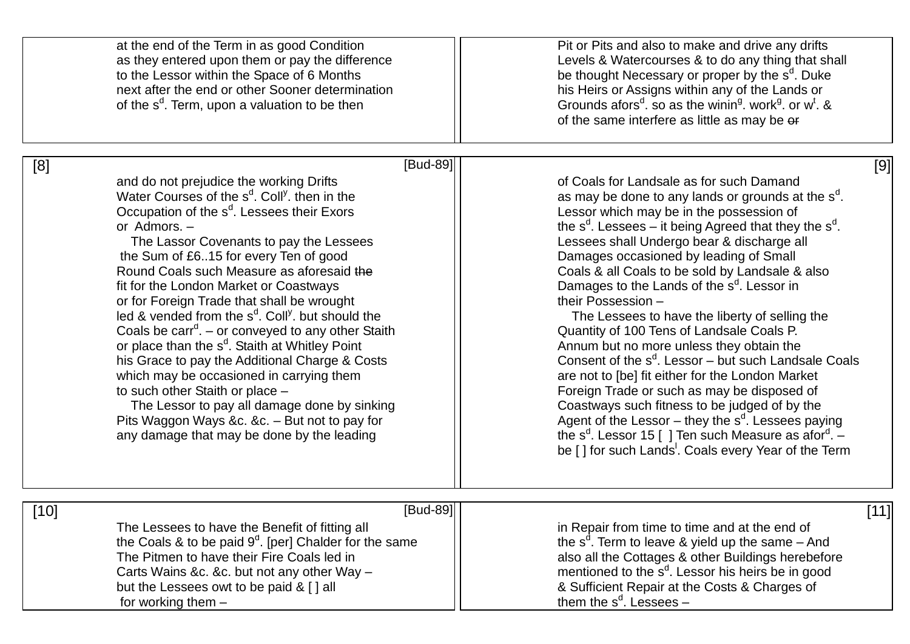at the end of the Term in as good Condition
as they entered upon them or pay the difference
to the Lessor within the Space of 6 Months
next after the end or other Sooner determination
of the s[d]. Term, upon a valuation to be then

Pit or Pits and also to make and drive any drifts
Levels & Watercourses & to do any thing that shall
be thought Necessary or proper by the s[d]. Duke
his Heirs or Assigns within any of the Lands or
Grounds afors[d]. so as the winin[g]. work[g]. or w[t]. &
of the same interfere as little as may be ~~or~~

[8] [Bud-89]

and do not prejudice the working Drifts
Water Courses of the s[d]. Coll[y]. then in the
Occupation of the s[d]. Lessees their Exors
or Admors. –

The Lassor Covenants to pay the Lessees
the Sum of £6..15 for every Ten of good
Round Coals such Measure as aforesaid ~~the~~
fit for the London Market or Coastways
or for Foreign Trade that shall be wrought
led & vended from the s[d]. Coll[y]. but should the
Coals be carr[d]. – or conveyed to any other Staith
or place than the s[d]. Staith at Whitley Point
his Grace to pay the Additional Charge & Costs
which may be occasioned in carrying them
to such other Staith or place –

The Lessor to pay all damage done by sinking
Pits Waggon Ways &c. &c. – But not to pay for
any damage that may be done by the leading

[9]

of Coals for Landsale as for such Damand
as may be done to any lands or grounds at the s[d].
Lessor which may be in the possession of
the s[d]. Lessees – it being Agreed that they the s[d].
Lessees shall Undergo bear & discharge all
Damages occasioned by leading of Small
Coals & all Coals to be sold by Landsale & also
Damages to the Lands of the s[d]. Lessor in
their Possession –

The Lessees to have the liberty of selling the
Quantity of 100 Tens of Landsale Coals P.
Annum but no more unless they obtain the
Consent of the s[d]. Lessor – but such Landsale Coals
are not to [be] fit either for the London Market
Foreign Trade or such as may be disposed of
Coastways such fitness to be judged of by the
Agent of the Lessor – they the s[d]. Lessees paying
the s[d]. Lessor 15 [ ] Ten such Measure as afor[d]. –
be [ ] for such Lands[l]. Coals every Year of the Term

[10] [Bud-89]

The Lessees to have the Benefit of fitting all
the Coals & to be paid 9[d]. [per] Chalder for the same
The Pitmen to have their Fire Coals led in
Carts Wains &c. &c. but not any other Way –
but the Lessees owt to be paid & [ ] all
for working them –

[11]

in Repair from time to time and at the end of
the s[d]. Term to leave & yield up the same – And
also all the Cottages & other Buildings herebefore
mentioned to the s[d]. Lessor his heirs be in good
& Sufficient Repair at the Costs & Charges of
them the s[d]. Lessees –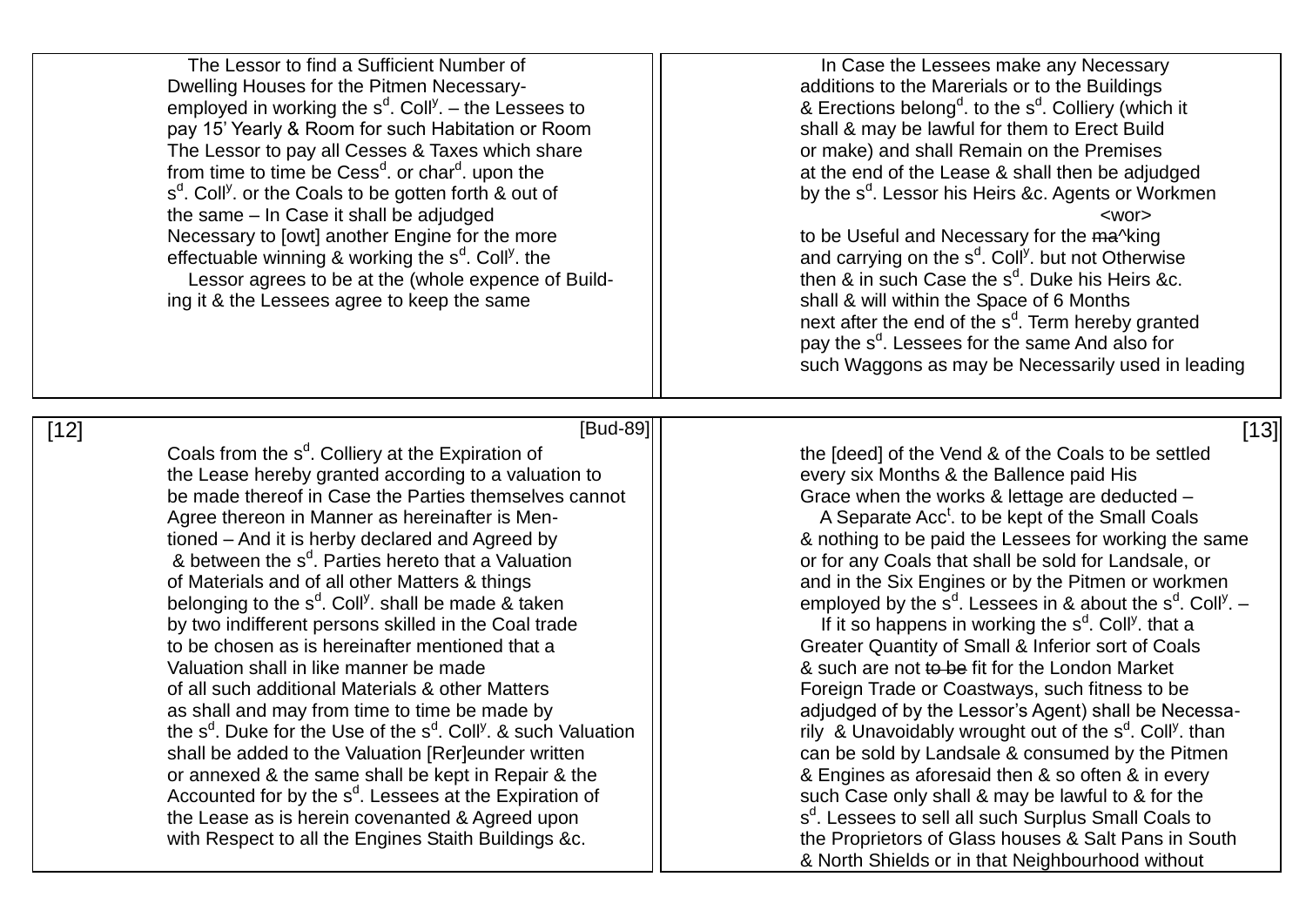The Lessor to find a Sufficient Number of Dwelling Houses for the Pitmen Necessary-employed in working the s$^{d}$. Coll$^{y}$. – the Lessees to pay 15' Yearly & Room for such Habitation or Room The Lessor to pay all Cesses & Taxes which share from time to time be Cess$^{d}$. or char$^{d}$. upon the s$^{d}$. Coll$^{y}$. or the Coals to be gotten forth & out of the same – In Case it shall be adjudged Necessary to [owt] another Engine for the more effectuable winning & working the s$^{d}$. Coll$^{y}$. the Lessor agrees to be at the (whole expence of Building it & the Lessees agree to keep the same

In Case the Lessees make any Necessary additions to the Marerials or to the Buildings & Erections belong$^{d}$. to the s$^{d}$. Colliery (which it shall & may be lawful for them to Erect Build or make) and shall Remain on the Premises at the end of the Lease & shall then be adjudged by the s$^{d}$. Lessor his Heirs &c. Agents or Workmen to be Useful and Necessary for the ~~ma~~^<wor>king and carrying on the s$^{d}$. Coll$^{y}$. but not Otherwise then & in such Case the s$^{d}$. Duke his Heirs &c. shall & will within the Space of 6 Months next after the end of the s$^{d}$. Term hereby granted pay the s$^{d}$. Lessees for the same And also for such Waggons as may be Necessarily used in leading

[12] [Bud-89]

Coals from the s$^{d}$. Colliery at the Expiration of the Lease hereby granted according to a valuation to be made thereof in Case the Parties themselves cannot Agree thereon in Manner as hereinafter is Mentioned – And it is herby declared and Agreed by & between the s$^{d}$. Parties hereto that a Valuation of Materials and of all other Matters & things belonging to the s$^{d}$. Coll$^{y}$. shall be made & taken by two indifferent persons skilled in the Coal trade to be chosen as is hereinafter mentioned that a Valuation shall in like manner be made of all such additional Materials & other Matters as shall and may from time to time be made by the s$^{d}$. Duke for the Use of the s$^{d}$. Coll$^{y}$. & such Valuation shall be added to the Valuation [Rer]eunder written or annexed & the same shall be kept in Repair & the Accounted for by the s$^{d}$. Lessees at the Expiration of the Lease as is herein covenanted & Agreed upon with Respect to all the Engines Staith Buildings &c.

[13]

the [deed] of the Vend & of the Coals to be settled every six Months & the Ballence paid His Grace when the works & lettage are deducted –

A Separate Acc$^{t}$. to be kept of the Small Coals & nothing to be paid the Lessees for working the same or for any Coals that shall be sold for Landsale, or and in the Six Engines or by the Pitmen or workmen employed by the s$^{d}$. Lessees in & about the s$^{d}$. Coll$^{y}$. –

If it so happens in working the s$^{d}$. Coll$^{y}$. that a Greater Quantity of Small & Inferior sort of Coals & such are not ~~to be~~ fit for the London Market Foreign Trade or Coastways, such fitness to be adjudged of by the Lessor's Agent) shall be Necessarily & Unavoidably wrought out of the s$^{d}$. Coll$^{y}$. than can be sold by Landsale & consumed by the Pitmen & Engines as aforesaid then & so often & in every such Case only shall & may be lawful to & for the s$^{d}$. Lessees to sell all such Surplus Small Coals to the Proprietors of Glass houses & Salt Pans in South & North Shields or in that Neighbourhood without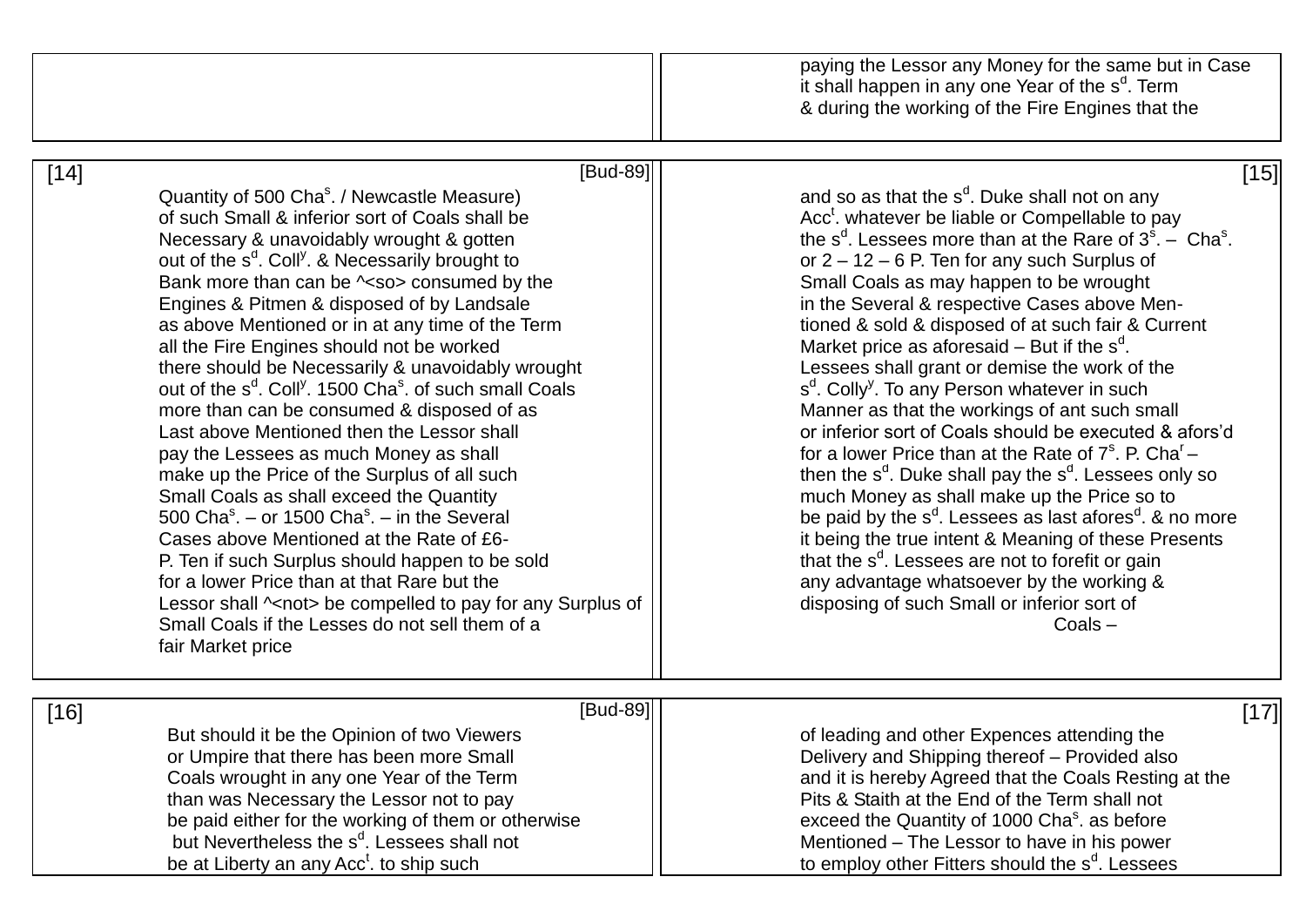paying the Lessor any Money for the same but in Case
it shall happen in any one Year of the s$^{d}$. Term
& during the working of the Fire Engines that the

[14] [Bud-89]

Quantity of 500 Cha$^{s}$. / Newcastle Measure)
of such Small & inferior sort of Coals shall be
Necessary & unavoidably wrought & gotten
out of the s$^{d}$. Coll$^{y}$. & Necessarily brought to
Bank more than can be ^<so> consumed by the
Engines & Pitmen & disposed of by Landsale
as above Mentioned or in at any time of the Term
all the Fire Engines should not be worked
there should be Necessarily & unavoidably wrought
out of the s$^{d}$. Coll$^{y}$. 1500 Cha$^{s}$. of such small Coals
more than can be consumed & disposed of as
Last above Mentioned then the Lessor shall
pay the Lessees as much Money as shall
make up the Price of the Surplus of all such
Small Coals as shall exceed the Quantity
500 Cha$^{s}$. – or 1500 Cha$^{s}$. – in the Several
Cases above Mentioned at the Rate of £6-
P. Ten if such Surplus should happen to be sold
for a lower Price than at that Rare but the
Lessor shall ^<not> be compelled to pay for any Surplus of
Small Coals if the Lesses do not sell them of a
fair Market price

[15]

and so as that the s$^{d}$. Duke shall not on any
Acc$^{t}$. whatever be liable or Compellable to pay
the s$^{d}$. Lessees more than at the Rare of 3$^{s}$. – Cha$^{s}$.
or 2 – 12 – 6 P. Ten for any such Surplus of
Small Coals as may happen to be wrought
in the Several & respective Cases above Men-
tioned & sold & disposed of at such fair & Current
Market price as aforesaid – But if the s$^{d}$.
Lessees shall grant or demise the work of the
s$^{d}$. Colly$^{y}$. To any Person whatever in such
Manner as that the workings of ant such small
or inferior sort of Coals should be executed & afors'd
for a lower Price than at the Rate of 7$^{s}$. P. Cha$^{r}$ –
then the s$^{d}$. Duke shall pay the s$^{d}$. Lessees only so
much Money as shall make up the Price so to
be paid by the s$^{d}$. Lessees as last afores$^{d}$. & no more
it being the true intent & Meaning of these Presents
that the s$^{d}$. Lessees are not to forefit or gain
any advantage whatsoever by the working &
disposing of such Small or inferior sort of
Coals –

[16] [Bud-89]

But should it be the Opinion of two Viewers
or Umpire that there has been more Small
Coals wrought in any one Year of the Term
than was Necessary the Lessor not to pay
be paid either for the working of them or otherwise
but Nevertheless the s$^{d}$. Lessees shall not
be at Liberty an any Acc$^{t}$. to ship such

[17]

of leading and other Expences attending the
Delivery and Shipping thereof – Provided also
and it is hereby Agreed that the Coals Resting at the
Pits & Staith at the End of the Term shall not
exceed the Quantity of 1000 Cha$^{s}$. as before
Mentioned – The Lessor to have in his power
to employ other Fitters should the s$^{d}$. Lessees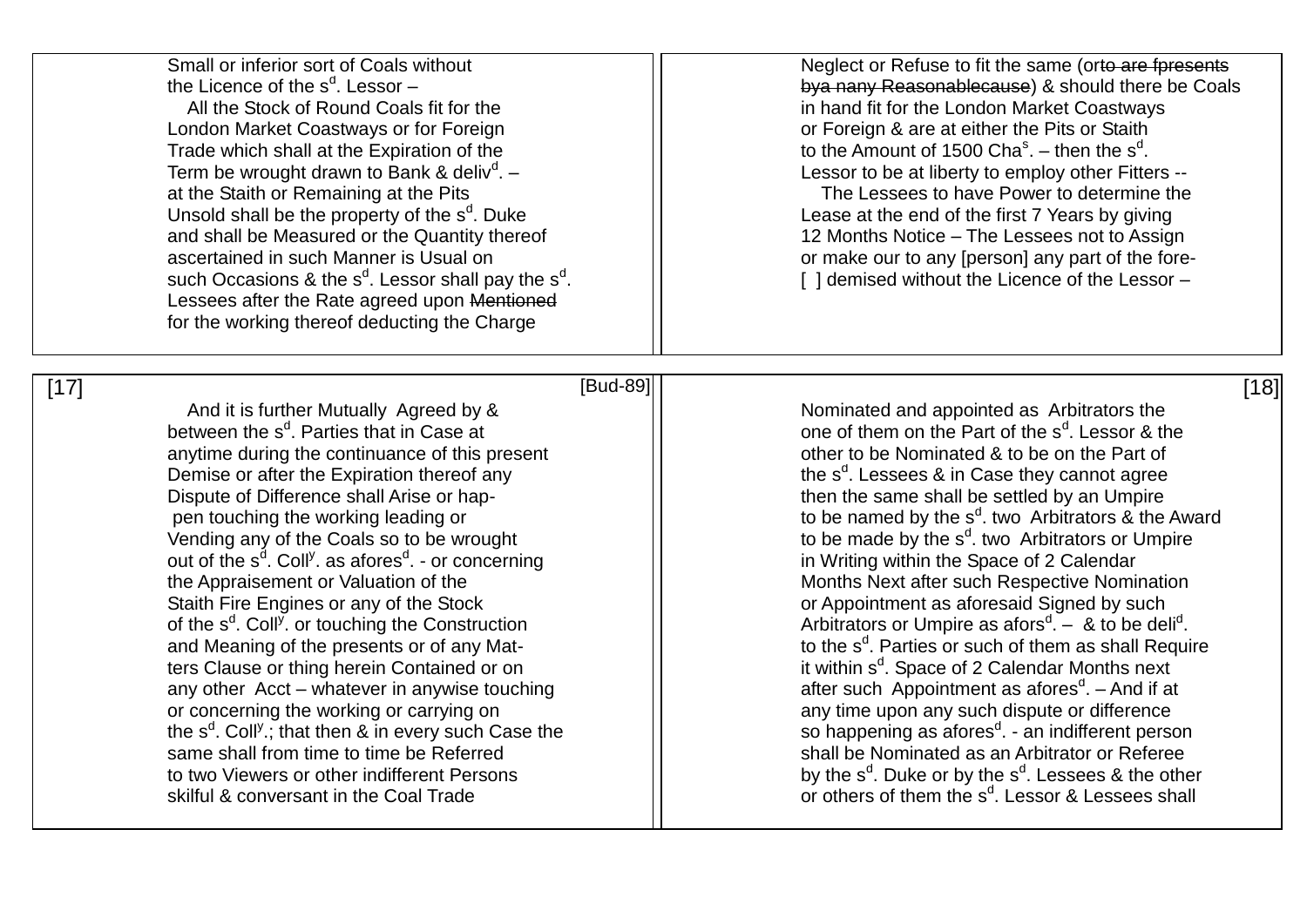Small or inferior sort of Coals without
the Licence of the s[d]. Lessor –
All the Stock of Round Coals fit for the
London Market Coastways or for Foreign
Trade which shall at the Expiration of the
Term be wrought drawn to Bank & deliv[d]. –
at the Staith or Remaining at the Pits
Unsold shall be the property of the s[d]. Duke
and shall be Measured or the Quantity thereof
ascertained in such Manner is Usual on
such Occasions & the s[d]. Lessor shall pay the s[d].
Lessees after the Rate agreed upon ~~Mentioned~~
for the working thereof deducting the Charge

Neglect or Refuse to fit the same (or~~to are fpresents~~
~~bya nany Reasonablecause~~) & should there be Coals
in hand fit for the London Market Coastways
or Foreign & are at either the Pits or Staith
to the Amount of 1500 Cha[s]. – then the s[d].
Lessor to be at liberty to employ other Fitters --
The Lessees to have Power to determine the
Lease at the end of the first 7 Years by giving
12 Months Notice – The Lessees not to Assign
or make our to any [person] any part of the fore-
[ ] demised without the Licence of the Lessor –

[17] [Bud-89]

And it is further Mutually Agreed by &
between the s[d]. Parties that in Case at
anytime during the continuance of this present
Demise or after the Expiration thereof any
Dispute of Difference shall Arise or hap-
pen touching the working leading or
Vending any of the Coals so to be wrought
out of the s[d]. Coll[y]. as afores[d]. - or concerning
the Appraisement or Valuation of the
Staith Fire Engines or any of the Stock
of the s[d]. Coll[y]. or touching the Construction
and Meaning of the presents or of any Mat-
ters Clause or thing herein Contained or on
any other Acct – whatever in anywise touching
or concerning the working or carrying on
the s[d]. Coll[y].; that then & in every such Case the
same shall from time to time be Referred
to two Viewers or other indifferent Persons
skilful & conversant in the Coal Trade

[18]

Nominated and appointed as Arbitrators the
one of them on the Part of the s[d]. Lessor & the
other to be Nominated & to be on the Part of
the s[d]. Lessees & in Case they cannot agree
then the same shall be settled by an Umpire
to be named by the s[d]. two Arbitrators & the Award
to be made by the s[d]. two Arbitrators or Umpire
in Writing within the Space of 2 Calendar
Months Next after such Respective Nomination
or Appointment as aforesaid Signed by such
Arbitrators or Umpire as afors[d]. – & to be deli[d].
to the s[d]. Parties or such of them as shall Require
it within s[d]. Space of 2 Calendar Months next
after such Appointment as afores[d]. – And if at
any time upon any such dispute or difference
so happening as afores[d]. - an indifferent person
shall be Nominated as an Arbitrator or Referee
by the s[d]. Duke or by the s[d]. Lessees & the other
or others of them the s[d]. Lessor & Lessees shall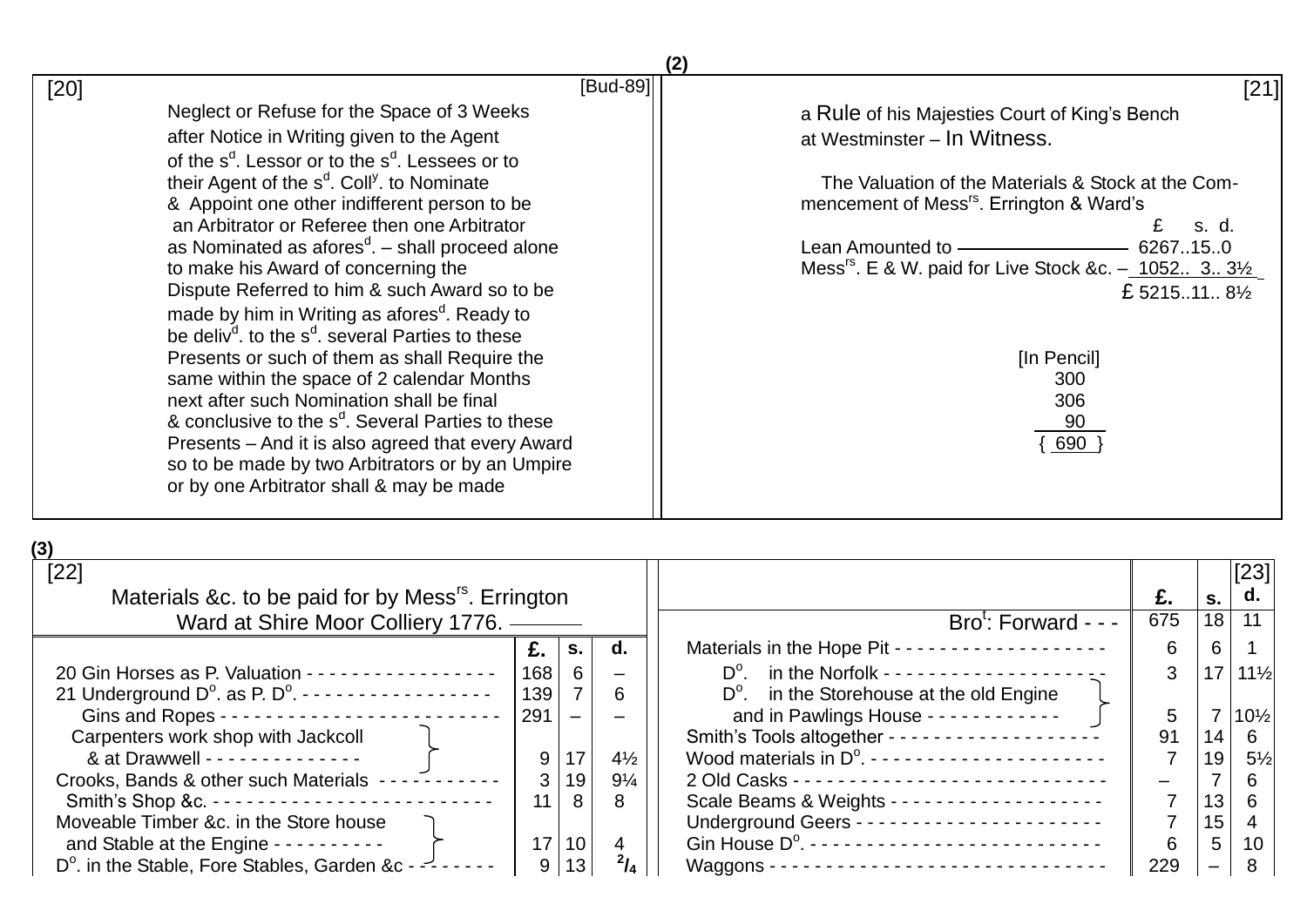(2)

[20] [Bud-89]

Neglect or Refuse for the Space of 3 Weeks
after Notice in Writing given to the Agent
of the s[d]. Lessor or to the s[d]. Lessees or to
their Agent of the s[d]. Coll[y]. to Nominate
& Appoint one other indifferent person to be
an Arbitrator or Referee then one Arbitrator
as Nominated as afores[d]. – shall proceed alone
to make his Award of concerning the
Dispute Referred to him & such Award so to be
made by him in Writing as afores[d]. Ready to
be deliv[d]. to the s[d]. several Parties to these
Presents or such of them as shall Require the
same within the space of 2 calendar Months
next after such Nomination shall be final
& conclusive to the s[d]. Several Parties to these
Presents – And it is also agreed that every Award
so to be made by two Arbitrators or by an Umpire
or by one Arbitrator shall & may be made

[21]

a Rule of his Majesties Court of King's Bench
at Westminster – In Witness.

The Valuation of the Materials & Stock at the Commencement of Mess[rs]. Errington & Ward's

| | £ s. d. |
|---|---|
| Lean Amounted to ———————— | 6267..15..0 |
| Mess[rs]. E & W. paid for Live Stock &c. – | 1052.. 3.. 3½ |
| | £ 5215..11.. 8½ |

[In Pencil]
300
306
90
{ 690 }

(3)

[22]

Materials &c. to be paid for by Mess[rs]. Errington Ward at Shire Moor Colliery 1776. ———

| | £. | s. | d. |
|---|---|---|---|
| 20 Gin Horses as P. Valuation - - - - - - - - - - - - - - - - | 168 | 6 | – |
| 21 Underground D[o]. as P. D[o]. - - - - - - - - - - - - - - - - - | 139 | 7 | 6 |
| Gins and Ropes - - - - - - - - - - - - - - - - - - - - - - - - | 291 | – | – |
| Carpenters work shop with Jackcoll & at Drawwell - - - - - - - - - - - - - - | 9 | 17 | 4½ |
| Crooks, Bands & other such Materials - - - - - - - - - - - | 3 | 19 | 9¼ |
| Smith's Shop &c. - - - - - - - - - - - - - - - - - - - - - - - - | 11 | 8 | 8 |
| Moveable Timber &c. in the Store house and Stable at the Engine - - - - - - - - - - | 17 | 10 | 4 |
| D[o]. in the Stable, Fore Stables, Garden &c - - - - - - - - | 9 | 13 | 2/4 |

[23]

| | £. | s. | d. |
|---|---|---|---|
| Bro[t]: Forward - - - | 675 | 18 | 11 |
| Materials in the Hope Pit - - - - - - - - - - - - - - - - - - - | 6 | 6 | 1 |
| D[o]. in the Norfolk - - - - - - - - - - - - - - - - - - - - | 3 | 17 | 11½ |
| D[o]. in the Storehouse at the old Engine and in Pawlings House - - - - - - - - - - - - | 5 | 7 | 10½ |
| Smith's Tools altogether - - - - - - - - - - - - - - - - - - - | 91 | 14 | 6 |
| Wood materials in D[o]. - - - - - - - - - - - - - - - - - - - - - | 7 | 19 | 5½ |
| 2 Old Casks - - - - - - - - - - - - - - - - - - - - - - - - - - - | – | 7 | 6 |
| Scale Beams & Weights - - - - - - - - - - - - - - - - - - - | 7 | 13 | 6 |
| Underground Geers - - - - - - - - - - - - - - - - - - - - - - | 7 | 15 | 4 |
| Gin House D[o]. - - - - - - - - - - - - - - - - - - - - - - - - - | 6 | 5 | 10 |
| Waggons - - - - - - - - - - - - - - - - - - - - - - - - - - - - - | 229 | – | 8 |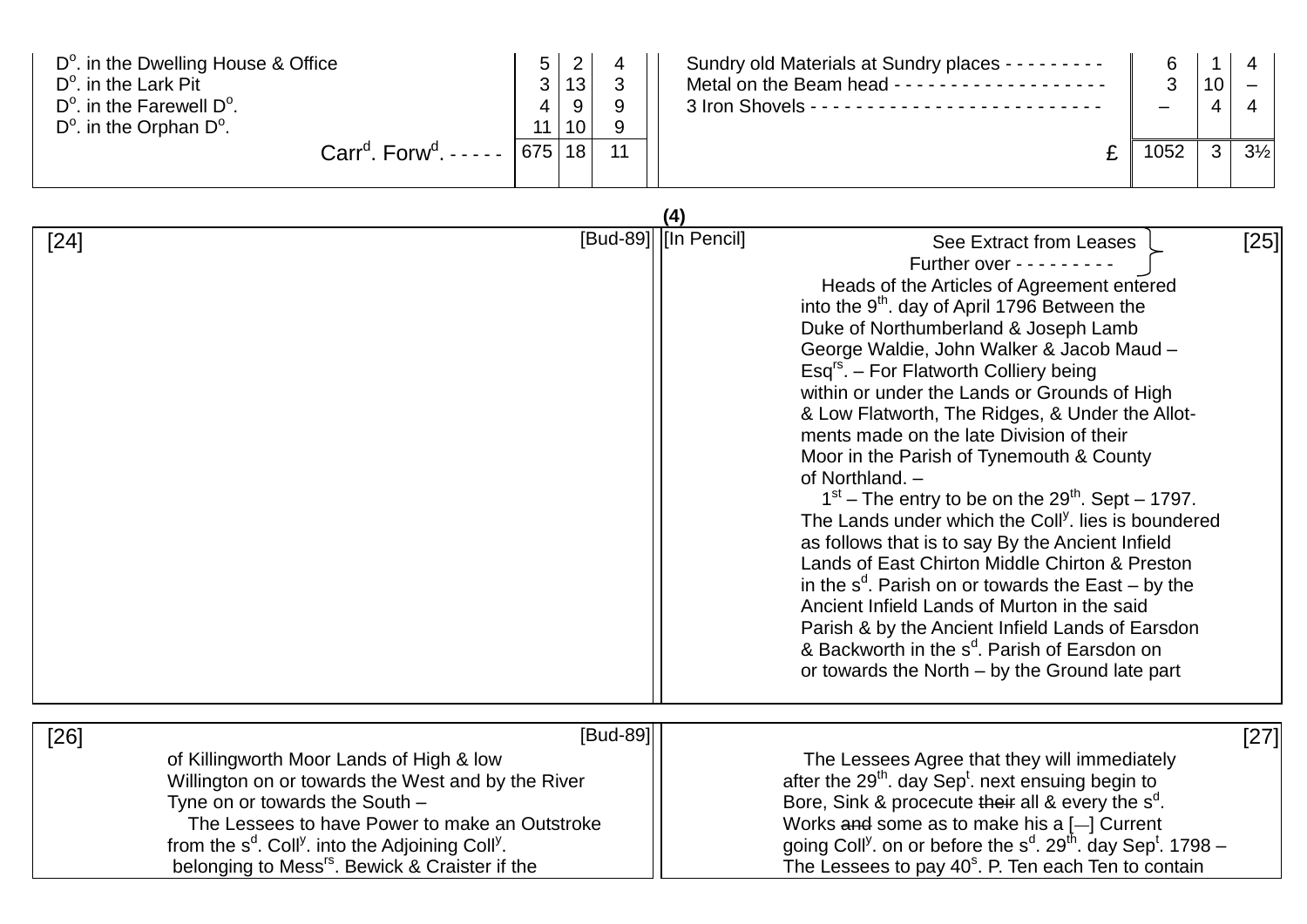| | | | |
|---|---|---|---|
| Do. in the Dwelling House & Office | 5 | 2 | 4 |
| Do. in the Lark Pit | 3 | 13 | 3 |
| Do. in the Farewell Do. | 4 | 9 | 9 |
| Do. in the Orphan Do. | 11 | 10 | 9 |
| Carrd. Forwd. - - - - - | 675 | 18 | 11 |

| | | | |
|---|---|---|---|
| Sundry old Materials at Sundry places - - - - - - - - - | 6 | 1 | 4 |
| Metal on the Beam head - - - - - - - - - - - - - - - - - - - | 3 | 10 | – |
| 3 Iron Shovels - - - - - - - - - - - - - - - - - - - - - - - - - | – | 4 | 4 |
| £ | 1052 | 3 | 3½ |

(4)

[24] [Bud-89]

[25] [In Pencil] See Extract from Leases Further over - - - - - - - - -

Heads of the Articles of Agreement entered into the 9th. day of April 1796 Between the Duke of Northumberland & Joseph Lamb George Waldie, John Walker & Jacob Maud – Esqrs. – For Flatworth Colliery being within or under the Lands or Grounds of High & Low Flatworth, The Ridges, & Under the Allotments made on the late Division of their Moor in the Parish of Tynemouth & County of Northland. –

1st – The entry to be on the 29th. Sept – 1797. The Lands under which the Colly. lies is boundered as follows that is to say By the Ancient Infield Lands of East Chirton Middle Chirton & Preston in the sd. Parish on or towards the East – by the Ancient Infield Lands of Murton in the said Parish & by the Ancient Infield Lands of Earsdon & Backworth in the sd. Parish of Earsdon on or towards the North – by the Ground late part

[26] [Bud-89]

of Killingworth Moor Lands of High & low Willington on or towards the West and by the River Tyne on or towards the South –

The Lessees to have Power to make an Outstroke from the sd. Colly. into the Adjoining Colly. belonging to Messrs. Bewick & Craister if the

[27]

The Lessees Agree that they will immediately after the 29th. day Sept. next ensuing begin to Bore, Sink & procecute ~~their~~ all & every the sd. Works ~~and~~ some as to make his a [—] Current going Colly. on or before the sd. 29th. day Sept. 1798 – The Lessees to pay 40s. P. Ten each Ten to contain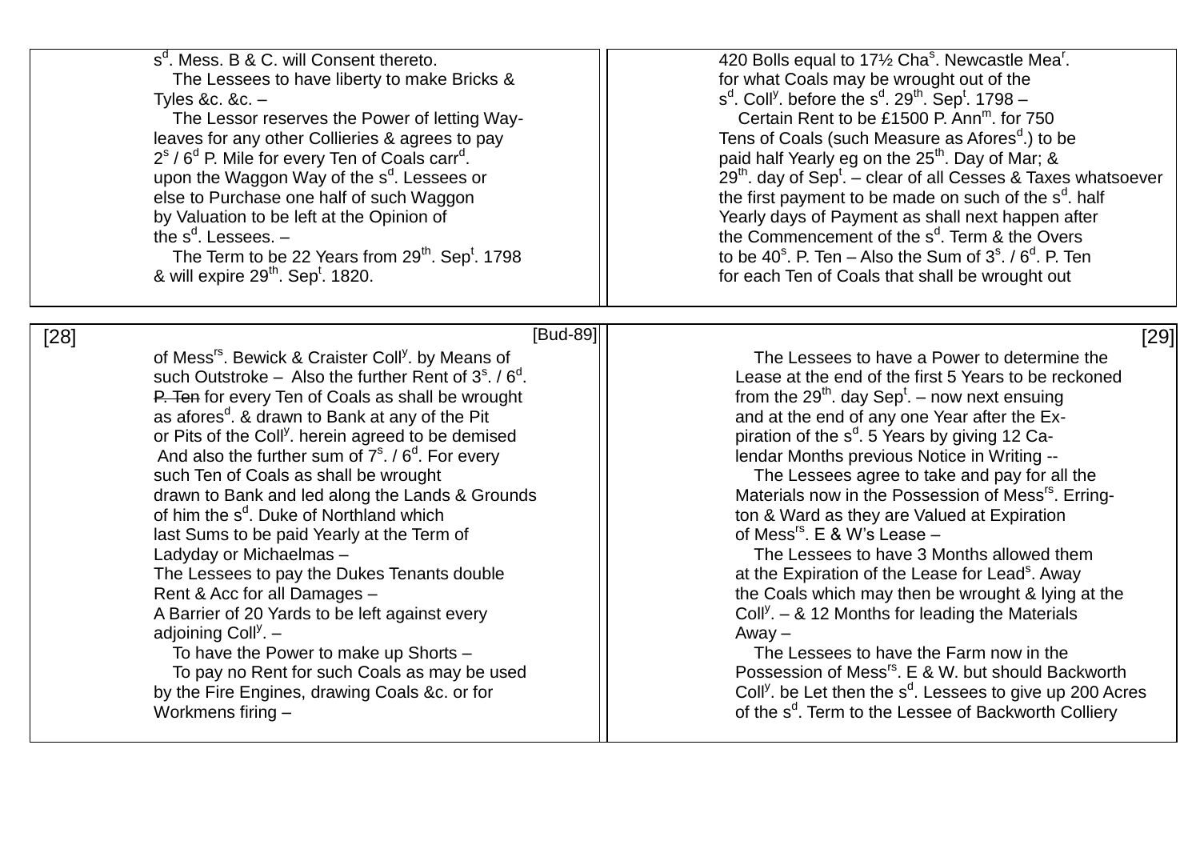s[d]. Mess. B & C. will Consent thereto.

The Lessees to have liberty to make Bricks & Tyles &c. &c. –

The Lessor reserves the Power of letting Way-leaves for any other Collieries & agrees to pay 2[s] / 6[d] P. Mile for every Ten of Coals carr[d]. upon the Waggon Way of the s[d]. Lessees or else to Purchase one half of such Waggon by Valuation to be left at the Opinion of the s[d]. Lessees. –

The Term to be 22 Years from 29[th]. Sep[t]. 1798 & will expire 29[th]. Sep[t]. 1820.

420 Bolls equal to 17½ Cha[s]. Newcastle Mea[r]. for what Coals may be wrought out of the s[d]. Coll[y]. before the s[d]. 29[th]. Sep[t]. 1798 –

Certain Rent to be £1500 P. Ann[m]. for 750 Tens of Coals (such Measure as Afores[d].) to be paid half Yearly eg on the 25[th]. Day of Mar; & 29[th]. day of Sep[t]. – clear of all Cesses & Taxes whatsoever the first payment to be made on such of the s[d]. half Yearly days of Payment as shall next happen after the Commencement of the s[d]. Term & the Overs to be 40[s]. P. Ten – Also the Sum of 3[s]. / 6[d]. P. Ten for each Ten of Coals that shall be wrought out

[28] [Bud-89]

of Mess[rs]. Bewick & Craister Coll[y]. by Means of such Outstroke – Also the further Rent of 3[s]. / 6[d]. ~~P. Ten~~ for every Ten of Coals as shall be wrought as afores[d]. & drawn to Bank at any of the Pit or Pits of the Coll[y]. herein agreed to be demised And also the further sum of 7[s]. / 6[d]. For every such Ten of Coals as shall be wrought drawn to Bank and led along the Lands & Grounds of him the s[d]. Duke of Northland which last Sums to be paid Yearly at the Term of Ladyday or Michaelmas –

The Lessees to pay the Dukes Tenants double Rent & Acc for all Damages –

A Barrier of 20 Yards to be left against every adjoining Coll[y]. –

To have the Power to make up Shorts –

To pay no Rent for such Coals as may be used by the Fire Engines, drawing Coals &c. or for Workmens firing –

[29]

The Lessees to have a Power to determine the Lease at the end of the first 5 Years to be reckoned from the 29[th]. day Sep[t]. – now next ensuing and at the end of any one Year after the Ex-piration of the s[d]. 5 Years by giving 12 Ca-lendar Months previous Notice in Writing --

The Lessees agree to take and pay for all the Materials now in the Possession of Mess[rs]. Erring-ton & Ward as they are Valued at Expiration of Mess[rs]. E & W's Lease –

The Lessees to have 3 Months allowed them at the Expiration of the Lease for Lead[s]. Away the Coals which may then be wrought & lying at the Coll[y]. – & 12 Months for leading the Materials Away –

The Lessees to have the Farm now in the Possession of Mess[rs]. E & W. but should Backworth Coll[y]. be Let then the s[d]. Lessees to give up 200 Acres of the s[d]. Term to the Lessee of Backworth Colliery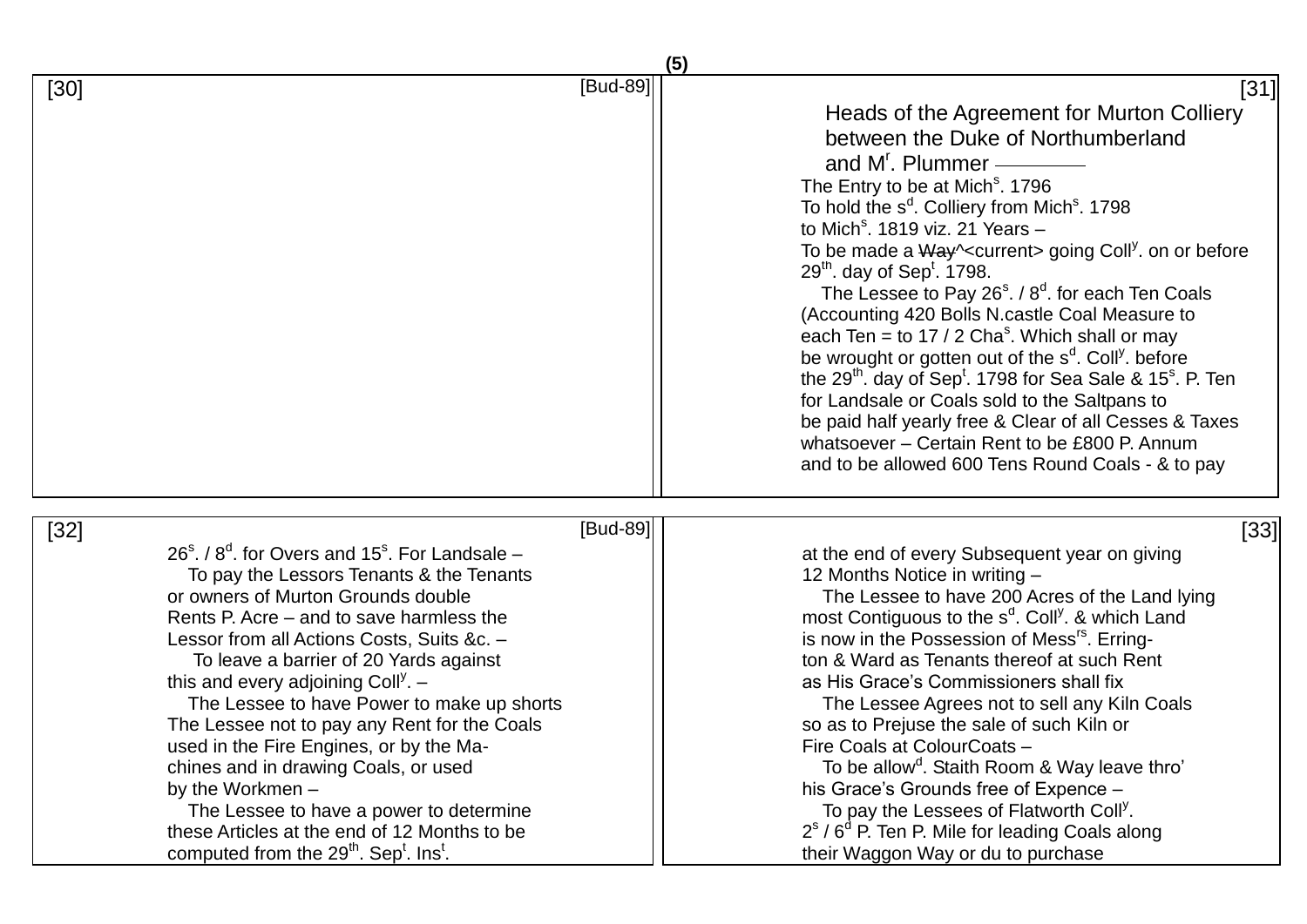(5)

[30] [Bud-89]

[31]

Heads of the Agreement for Murton Colliery between the Duke of Northumberland and Mr. Plummer ———

The Entry to be at Michs. 1796
To hold the sd. Colliery from Michs. 1798
to Michs. 1819 viz. 21 Years –
To be made a ~~Way~~^<current> going Colly. on or before
29th. day of Sept. 1798.
The Lessee to Pay 26s. / 8d. for each Ten Coals
(Accounting 420 Bolls N.castle Coal Measure to
each Ten = to 17 / 2 Chas. Which shall or may
be wrought or gotten out of the sd. Colly. before
the 29th. day of Sept. 1798 for Sea Sale & 15s. P. Ten
for Landsale or Coals sold to the Saltpans to
be paid half yearly free & Clear of all Cesses & Taxes
whatsoever – Certain Rent to be £800 P. Annum
and to be allowed 600 Tens Round Coals - & to pay

[32] [Bud-89]

26s. / 8d. for Overs and 15s. For Landsale –
To pay the Lessors Tenants & the Tenants
or owners of Murton Grounds double
Rents P. Acre – and to save harmless the
Lessor from all Actions Costs, Suits &c. –
To leave a barrier of 20 Yards against
this and every adjoining Colly. –
The Lessee to have Power to make up shorts
The Lessee not to pay any Rent for the Coals
used in the Fire Engines, or by the Ma-
chines and in drawing Coals, or used
by the Workmen –
The Lessee to have a power to determine
these Articles at the end of 12 Months to be
computed from the 29th. Sept. Inst.

[33]

at the end of every Subsequent year on giving
12 Months Notice in writing –
The Lessee to have 200 Acres of the Land lying
most Contiguous to the sd. Colly. & which Land
is now in the Possession of Messrs. Erring-
ton & Ward as Tenants thereof at such Rent
as His Grace's Commissioners shall fix
The Lessee Agrees not to sell any Kiln Coals
so as to Prejuse the sale of such Kiln or
Fire Coals at ColourCoats –
To be allowd. Staith Room & Way leave thro'
his Grace's Grounds free of Expence –
To pay the Lessees of Flatworth Colly.
2s / 6d P. Ten P. Mile for leading Coals along
their Waggon Way or du to purchase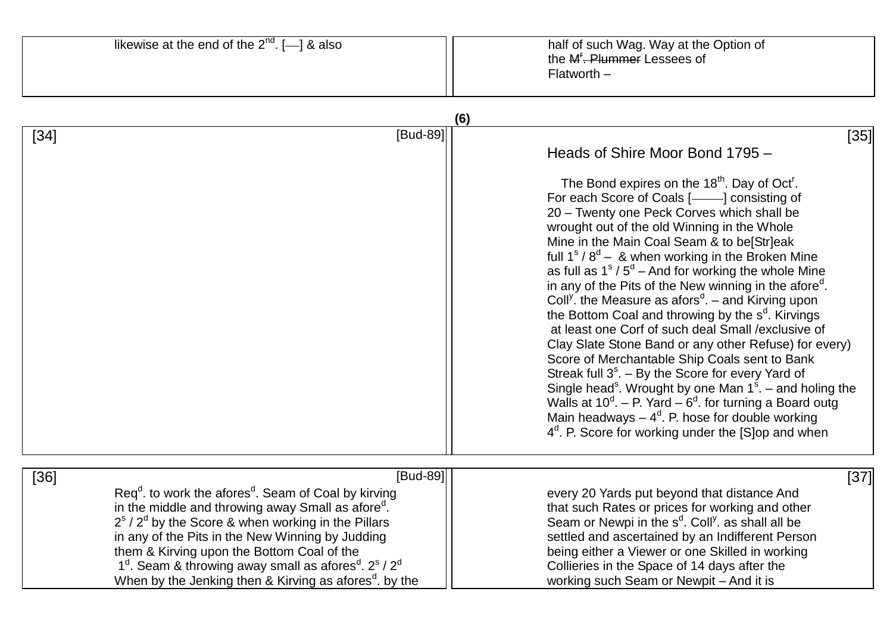likewise at the end of the 2nd. [—] & also

half of such Wag. Way at the Option of
the ~~Mr. Plummer~~ Lessees of
Flatworth –

**(6)**

[34] [Bud-89]

[35]

## Heads of Shire Moor Bond 1795 –

The Bond expires on the 18th. Day of Octr.
For each Score of Coals [——] consisting of
20 – Twenty one Peck Corves which shall be
wrought out of the old Winning in the Whole
Mine in the Main Coal Seam & to be[Str]eak
full 1s / 8d – & when working in the Broken Mine
as full as 1s / 5d – And for working the whole Mine
in any of the Pits of the New winning in the afored.
Colly. the Measure as aforsd. – and Kirving upon
the Bottom Coal and throwing by the sd. Kirvings
at least one Corf of such deal Small /exclusive of
Clay Slate Stone Band or any other Refuse) for every)
Score of Merchantable Ship Coals sent to Bank
Streak full 3s. – By the Score for every Yard of
Single heads. Wrought by one Man 1s. – and holing the
Walls at 10d. – P. Yard – 6d. for turning a Board outg
Main headways – 4d. P. hose for double working
4d. P. Score for working under the [S]op and when

[36] [Bud-89]

Reqd. to work the aforesd. Seam of Coal by kirving
in the middle and throwing away Small as afored.
2s / 2d by the Score & when working in the Pillars
in any of the Pits in the New Winning by Judding
them & Kirving upon the Bottom Coal of the
1d. Seam & throwing away small as aforesd. 2s / 2d
When by the Jenking then & Kirving as aforesd. by the

[37]

every 20 Yards put beyond that distance And
that such Rates or prices for working and other
Seam or Newpi in the sd. Colly. as shall all be
settled and ascertained by an Indifferent Person
being either a Viewer or one Skilled in working
Collieries in the Space of 14 days after the
working such Seam or Newpit – And it is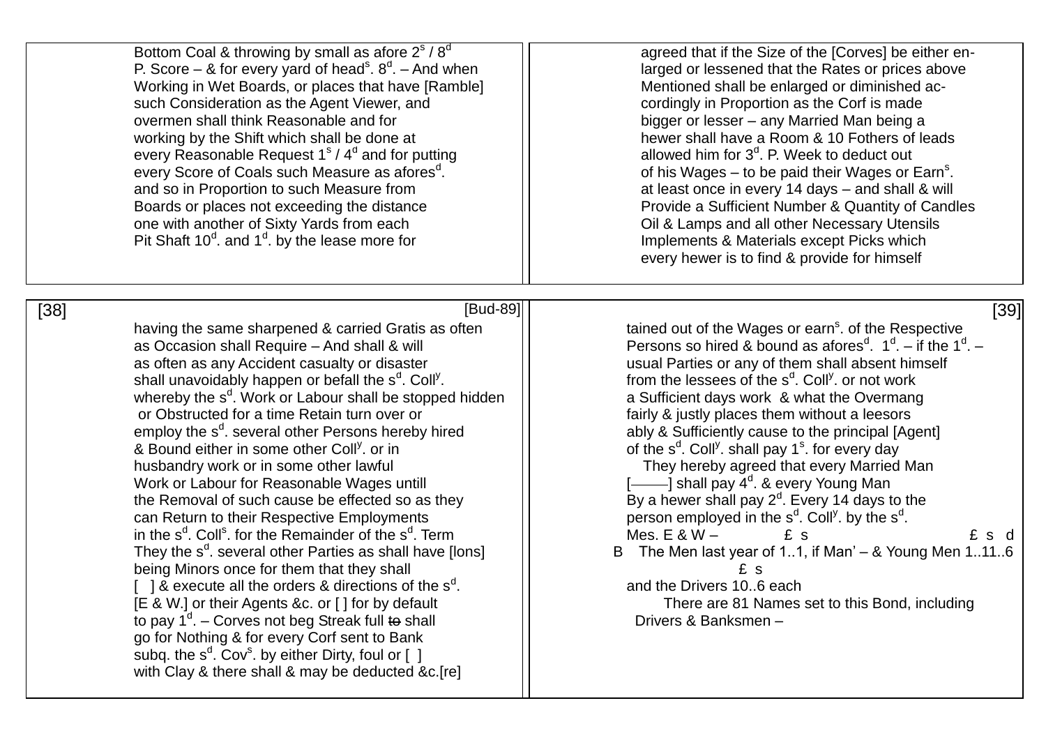Bottom Coal & throwing by small as afore 2$^{s}$ / 8$^{d}$ P. Score – & for every yard of head$^{s}$. 8$^{d}$. – And when Working in Wet Boards, or places that have [Ramble] such Consideration as the Agent Viewer, and overmen shall think Reasonable and for working by the Shift which shall be done at every Reasonable Request 1$^{s}$ / 4$^{d}$ and for putting every Score of Coals such Measure as afores$^{d}$. and so in Proportion to such Measure from Boards or places not exceeding the distance one with another of Sixty Yards from each Pit Shaft 10$^{d}$. and 1$^{d}$. by the lease more for

agreed that if the Size of the [Corves] be either enlarged or lessened that the Rates or prices above Mentioned shall be enlarged or diminished accordingly in Proportion as the Corf is made bigger or lesser – any Married Man being a hewer shall have a Room & 10 Fothers of leads allowed him for 3$^{d}$. P. Week to deduct out of his Wages – to be paid their Wages or Earn$^{s}$. at least once in every 14 days – and shall & will Provide a Sufficient Number & Quantity of Candles Oil & Lamps and all other Necessary Utensils Implements & Materials except Picks which every hewer is to find & provide for himself

[38] [Bud-89]

having the same sharpened & carried Gratis as often as Occasion shall Require – And shall & will as often as any Accident casualty or disaster shall unavoidably happen or befall the s$^{d}$. Coll$^{y}$. whereby the s$^{d}$. Work or Labour shall be stopped hidden or Obstructed for a time Retain turn over or employ the s$^{d}$. several other Persons hereby hired & Bound either in some other Coll$^{y}$. or in husbandry work or in some other lawful Work or Labour for Reasonable Wages untill the Removal of such cause be effected so as they can Return to their Respective Employments in the s$^{d}$. Coll$^{s}$. for the Remainder of the s$^{d}$. Term They the s$^{d}$. several other Parties as shall have [lons] being Minors once for them that they shall [ ] & execute all the orders & directions of the s$^{d}$. [E & W.] or their Agents &c. or [ ] for by default to pay 1$^{d}$. – Corves not beg Streak full ~~to~~ shall go for Nothing & for every Corf sent to Bank subq. the s$^{d}$. Cov$^{s}$. by either Dirty, foul or [ ] with Clay & there shall & may be deducted &c.[re]

[39]

tained out of the Wages or earn$^{s}$. of the Respective Persons so hired & bound as afores$^{d}$. 1$^{d}$. – if the 1$^{d}$. – usual Parties or any of them shall absent himself from the lessees of the s$^{d}$. Coll$^{y}$. or not work a Sufficient days work & what the Overmang fairly & justly places them without a leesors ably & Sufficiently cause to the principal [Agent] of the s$^{d}$. Coll$^{y}$. shall pay 1$^{s}$. for every day

They hereby agreed that every Married Man [——] shall pay 4$^{d}$. & every Young Man By a hewer shall pay 2$^{d}$. Every 14 days to the person employed in the s$^{d}$. Coll$^{y}$. by the s$^{d}$.

Mes. E & W – £ s £ s d

B The Men last year of 1..1, if Man' – & Young Men 1..11..6

£ s

and the Drivers 10..6 each

There are 81 Names set to this Bond, including Drivers & Banksmen –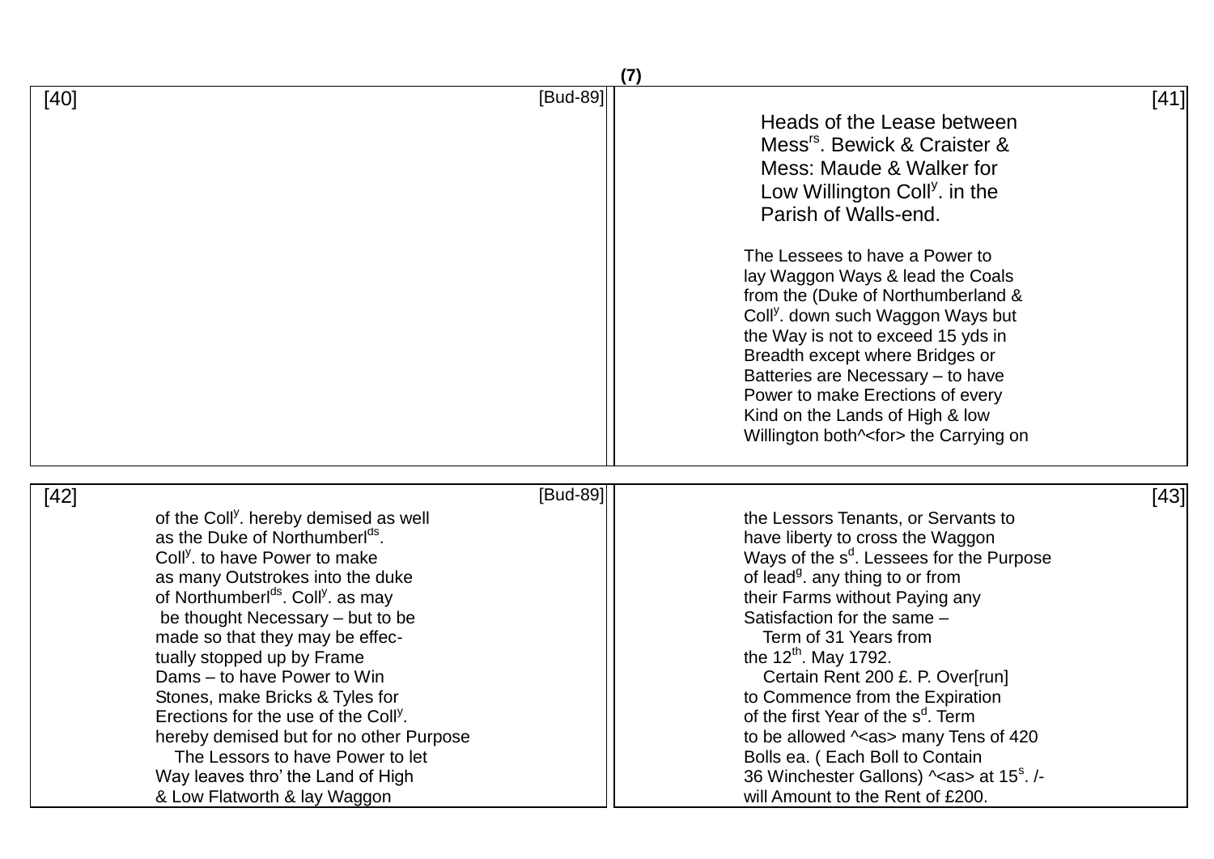[40] [Bud-89]

[41]

## Heads of the Lease between Mess[rs]. Bewick & Craister & Mess: Maude & Walker for Low Willington Coll[y]. in the Parish of Walls-end.

The Lessees to have a Power to
lay Waggon Ways & lead the Coals
from the (Duke of Northumberland &
Coll[y]. down such Waggon Ways but
the Way is not to exceed 15 yds in
Breadth except where Bridges or
Batteries are Necessary – to have
Power to make Erections of every
Kind on the Lands of High & low
Willington both^<for> the Carrying on

[42] [Bud-89]

of the Coll[y]. hereby demised as well
as the Duke of Northumberl[ds].
Coll[y]. to have Power to make
as many Outstrokes into the duke
of Northumberl[ds]. Coll[y]. as may
be thought Necessary – but to be
made so that they may be effec-
tually stopped up by Frame
Dams – to have Power to Win
Stones, make Bricks & Tyles for
Erections for the use of the Coll[y].
hereby demised but for no other Purpose
The Lessors to have Power to let
Way leaves thro' the Land of High
& Low Flatworth & lay Waggon

[43]

the Lessors Tenants, or Servants to
have liberty to cross the Waggon
Ways of the s[d]. Lessees for the Purpose
of lead[g]. any thing to or from
their Farms without Paying any
Satisfaction for the same –
Term of 31 Years from
the 12[th]. May 1792.
Certain Rent 200 £. P. Over[run]
to Commence from the Expiration
of the first Year of the s[d]. Term
to be allowed ^<as> many Tens of 420
Bolls ea. ( Each Boll to Contain
36 Winchester Gallons) ^<as> at 15[s]. /-
will Amount to the Rent of £200.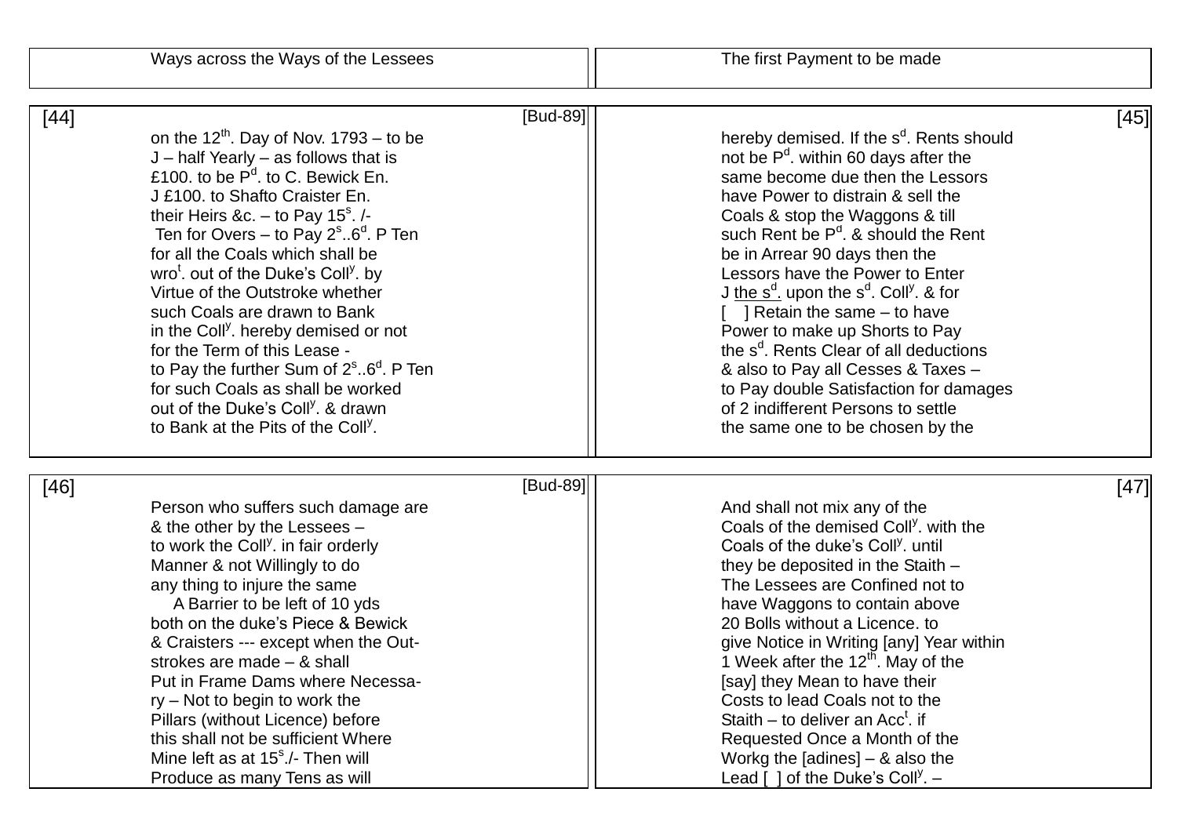Ways across the Ways of the Lessees

The first Payment to be made

[44] [Bud-89]

on the 12th. Day of Nov. 1793 – to be
J – half Yearly – as follows that is
£100. to be Pd. to C. Bewick En.
J £100. to Shafto Craister En.
their Heirs &c. – to Pay 15s. /-
Ten for Overs – to Pay 2s..6d. P Ten
for all the Coals which shall be
wrot. out of the Duke's Colly. by
Virtue of the Outstroke whether
such Coals are drawn to Bank
in the Colly. hereby demised or not
for the Term of this Lease -
to Pay the further Sum of 2s..6d. P Ten
for such Coals as shall be worked
out of the Duke's Colly. & drawn
to Bank at the Pits of the Colly.

[45]

hereby demised. If the sd. Rents should
not be Pd. within 60 days after the
same become due then the Lessors
have Power to distrain & sell the
Coals & stop the Waggons & till
such Rent be Pd. & should the Rent
be in Arrear 90 days then the
Lessors have the Power to Enter
J the sd. upon the sd. Colly. & for
[ ] Retain the same – to have
Power to make up Shorts to Pay
the sd. Rents Clear of all deductions
& also to Pay all Cesses & Taxes –
to Pay double Satisfaction for damages
of 2 indifferent Persons to settle
the same one to be chosen by the

[46] [Bud-89]

Person who suffers such damage are
& the other by the Lessees –
to work the Colly. in fair orderly
Manner & not Willingly to do
any thing to injure the same
A Barrier to be left of 10 yds
both on the duke's Piece & Bewick
& Craisters --- except when the Out-
strokes are made – & shall
Put in Frame Dams where Necessa-
ry – Not to begin to work the
Pillars (without Licence) before
this shall not be sufficient Where
Mine left as at 15s./- Then will
Produce as many Tens as will

[47]

And shall not mix any of the
Coals of the demised Colly. with the
Coals of the duke's Colly. until
they be deposited in the Staith –
The Lessees are Confined not to
have Waggons to contain above
20 Bolls without a Licence. to
give Notice in Writing [any] Year within
1 Week after the 12th. May of the
[say] they Mean to have their
Costs to lead Coals not to the
Staith – to deliver an Acct. if
Requested Once a Month of the
Workg the [adines] – & also the
Lead [ ] of the Duke's Colly. –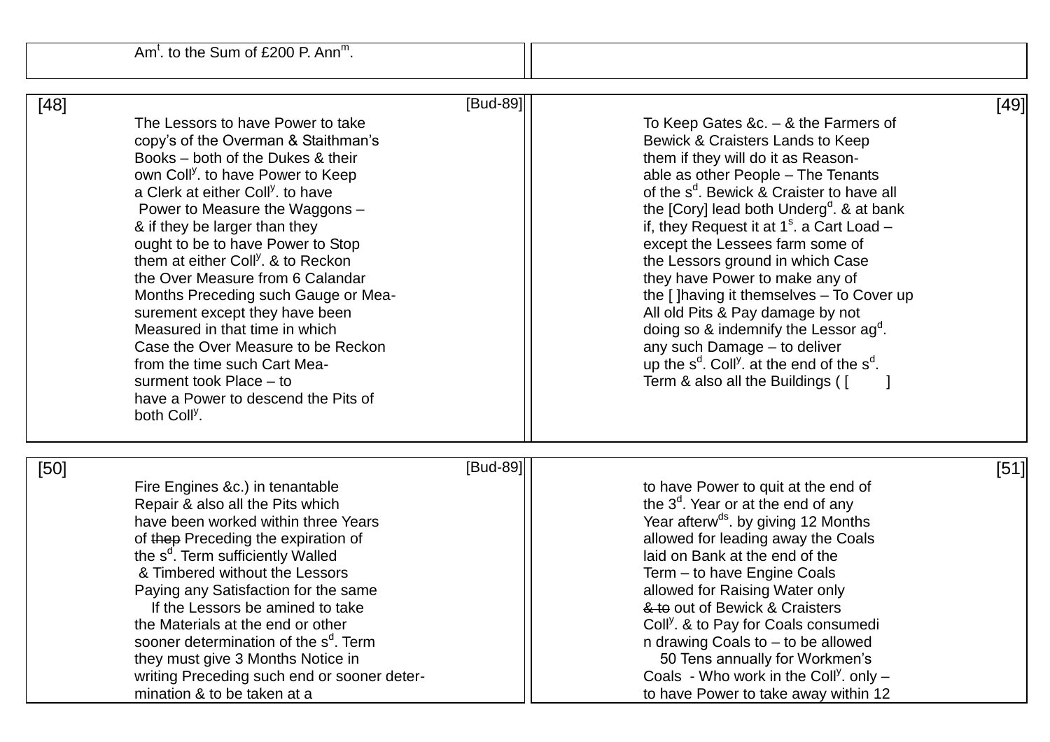Am[t]. to the Sum of £200 P. Ann[m].

[48] [Bud-89]

The Lessors to have Power to take
copy's of the Overman & Staithman's
Books – both of the Dukes & their
own Coll[y]. to have Power to Keep
a Clerk at either Coll[y]. to have
Power to Measure the Waggons –
& if they be larger than they
ought to be to have Power to Stop
them at either Coll[y]. & to Reckon
the Over Measure from 6 Calandar
Months Preceding such Gauge or Mea-
surement except they have been
Measured in that time in which
Case the Over Measure to be Reckon
from the time such Cart Mea-
surment took Place – to
have a Power to descend the Pits of
both Coll[y].

[49]

To Keep Gates &c. – & the Farmers of
Bewick & Craisters Lands to Keep
them if they will do it as Reason-
able as other People – The Tenants
of the s[d]. Bewick & Craister to have all
the [Cory] lead both Underg[d]. & at bank
if, they Request it at 1[s]. a Cart Load –
except the Lessees farm some of
the Lessors ground in which Case
they have Power to make any of
the [ ]having it themselves – To Cover up
All old Pits & Pay damage by not
doing so & indemnify the Lessor ag[d].
any such Damage – to deliver
up the s[d]. Coll[y]. at the end of the s[d].
Term & also all the Buildings ( [ ]

[50] [Bud-89]

Fire Engines &c.) in tenantable
Repair & also all the Pits which
have been worked within three Years
of ~~thep~~ Preceding the expiration of
the s[d]. Term sufficiently Walled
& Timbered without the Lessors
Paying any Satisfaction for the same
If the Lessors be amined to take
the Materials at the end or other
sooner determination of the s[d]. Term
they must give 3 Months Notice in
writing Preceding such end or sooner deter-
mination & to be taken at a

[51]

to have Power to quit at the end of
the 3[d]. Year or at the end of any
Year afterw[ds]. by giving 12 Months
allowed for leading away the Coals
laid on Bank at the end of the
Term – to have Engine Coals
allowed for Raising Water only
~~& to~~ out of Bewick & Craisters
Coll[y]. & to Pay for Coals consumedi
n drawing Coals to – to be allowed
50 Tens annually for Workmen's
Coals - Who work in the Coll[y]. only –
to have Power to take away within 12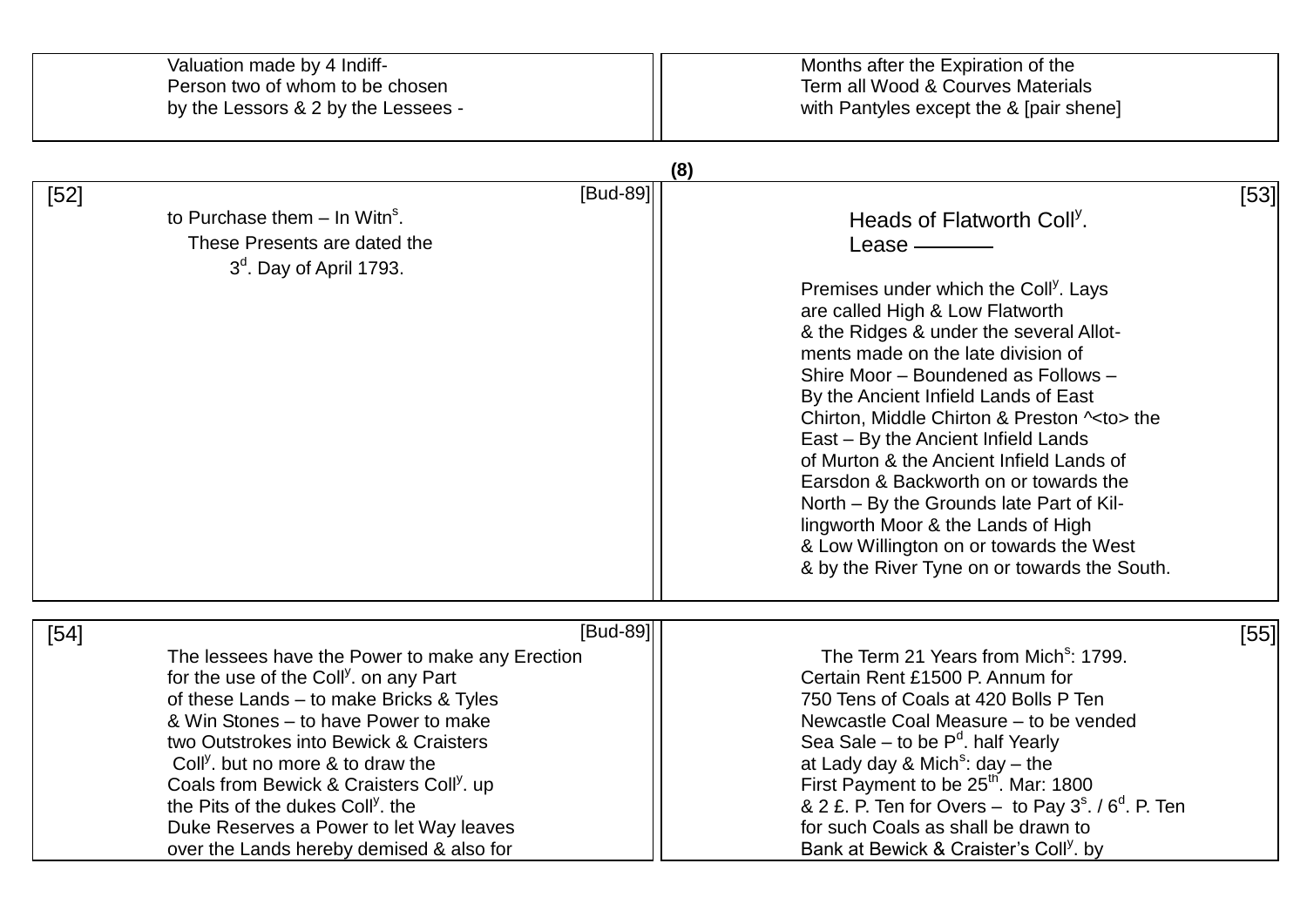Valuation made by 4 Indiff-
Person two of whom to be chosen
by the Lessors & 2 by the Lessees -

Months after the Expiration of the
Term all Wood & Courves Materials
with Pantyles except the & [pair shene]

(8)

[52] [Bud-89]

to Purchase them – In Witn[s].
These Presents are dated the
3[d]. Day of April 1793.

[53]

Heads of Flatworth Coll[y].
Lease ———

Premises under which the Coll[y]. Lays
are called High & Low Flatworth
& the Ridges & under the several Allot-
ments made on the late division of
Shire Moor – Boundened as Follows –
By the Ancient Infield Lands of East
Chirton, Middle Chirton & Preston ^<to> the
East – By the Ancient Infield Lands
of Murton & the Ancient Infield Lands of
Earsdon & Backworth on or towards the
North – By the Grounds late Part of Kil-
lingworth Moor & the Lands of High
& Low Willington on or towards the West
& by the River Tyne on or towards the South.

[54] [Bud-89]

The lessees have the Power to make any Erection
for the use of the Coll[y]. on any Part
of these Lands – to make Bricks & Tyles
& Win Stones – to have Power to make
two Outstrokes into Bewick & Craisters
Coll[y]. but no more & to draw the
Coals from Bewick & Craisters Coll[y]. up
the Pits of the dukes Coll[y]. the
Duke Reserves a Power to let Way leaves
over the Lands hereby demised & also for

[55]

The Term 21 Years from Mich[s]: 1799.
Certain Rent £1500 P. Annum for
750 Tens of Coals at 420 Bolls P Ten
Newcastle Coal Measure – to be vended
Sea Sale – to be P[d]. half Yearly
at Lady day & Mich[s]: day – the
First Payment to be 25[th]. Mar: 1800
& 2 £. P. Ten for Overs – to Pay 3[s]. / 6[d]. P. Ten
for such Coals as shall be drawn to
Bank at Bewick & Craister's Coll[y]. by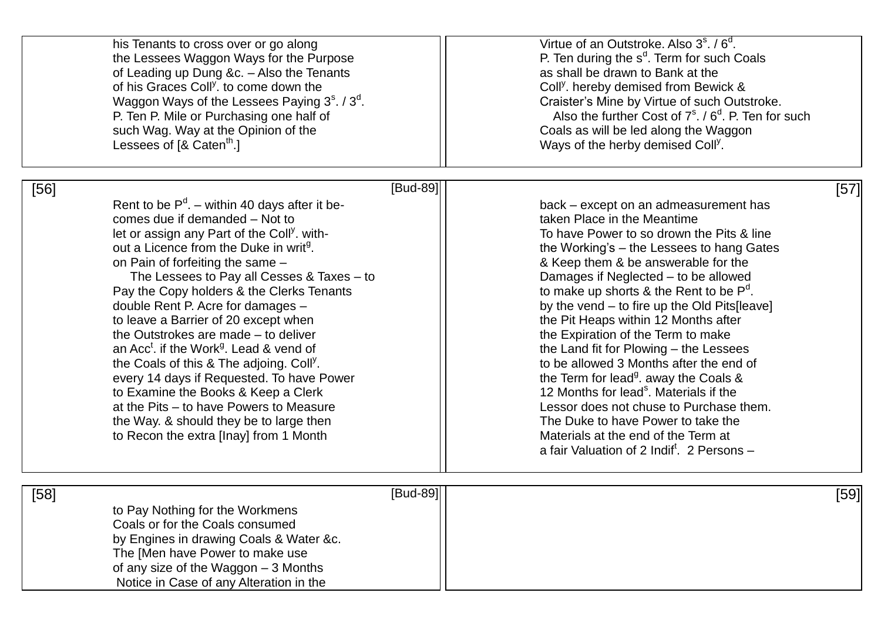his Tenants to cross over or go along
the Lessees Waggon Ways for the Purpose
of Leading up Dung &c. – Also the Tenants
of his Graces Coll[y]. to come down the
Waggon Ways of the Lessees Paying 3[s]. / 3[d].
P. Ten P. Mile or Purchasing one half of
such Wag. Way at the Opinion of the
Lessees of [& Caten[th].]

Virtue of an Outstroke. Also 3[s]. / 6[d].
P. Ten during the s[d]. Term for such Coals
as shall be drawn to Bank at the
Coll[y]. hereby demised from Bewick &
Craister's Mine by Virtue of such Outstroke.
Also the further Cost of 7[s]. / 6[d]. P. Ten for such
Coals as will be led along the Waggon
Ways of the herby demised Coll[y].

[56] [Bud-89]

Rent to be P[d]. – within 40 days after it be-
comes due if demanded – Not to
let or assign any Part of the Coll[y]. with-
out a Licence from the Duke in writ[g].
on Pain of forfeiting the same –
The Lessees to Pay all Cesses & Taxes – to
Pay the Copy holders & the Clerks Tenants
double Rent P. Acre for damages –
to leave a Barrier of 20 except when
the Outstrokes are made – to deliver
an Acc[t]. if the Work[g]. Lead & vend of
the Coals of this & The adjoing. Coll[y].
every 14 days if Requested. To have Power
to Examine the Books & Keep a Clerk
at the Pits – to have Powers to Measure
the Way. & should they be to large then
to Recon the extra [Inay] from 1 Month

[57]

back – except on an admeasurement has
taken Place in the Meantime
To have Power to so drown the Pits & line
the Working's – the Lessees to hang Gates
& Keep them & be answerable for the
Damages if Neglected – to be allowed
to make up shorts & the Rent to be P[d].
by the vend – to fire up the Old Pits[leave]
the Pit Heaps within 12 Months after
the Expiration of the Term to make
the Land fit for Plowing – the Lessees
to be allowed 3 Months after the end of
the Term for lead[g]. away the Coals &
12 Months for lead[s]. Materials if the
Lessor does not chuse to Purchase them.
The Duke to have Power to take the
Materials at the end of the Term at
a fair Valuation of 2 Indif[t]. 2 Persons –

[58] [Bud-89]

to Pay Nothing for the Workmens
Coals or for the Coals consumed
by Engines in drawing Coals & Water &c.
The [Men have Power to make use
of any size of the Waggon – 3 Months
Notice in Case of any Alteration in the

[59]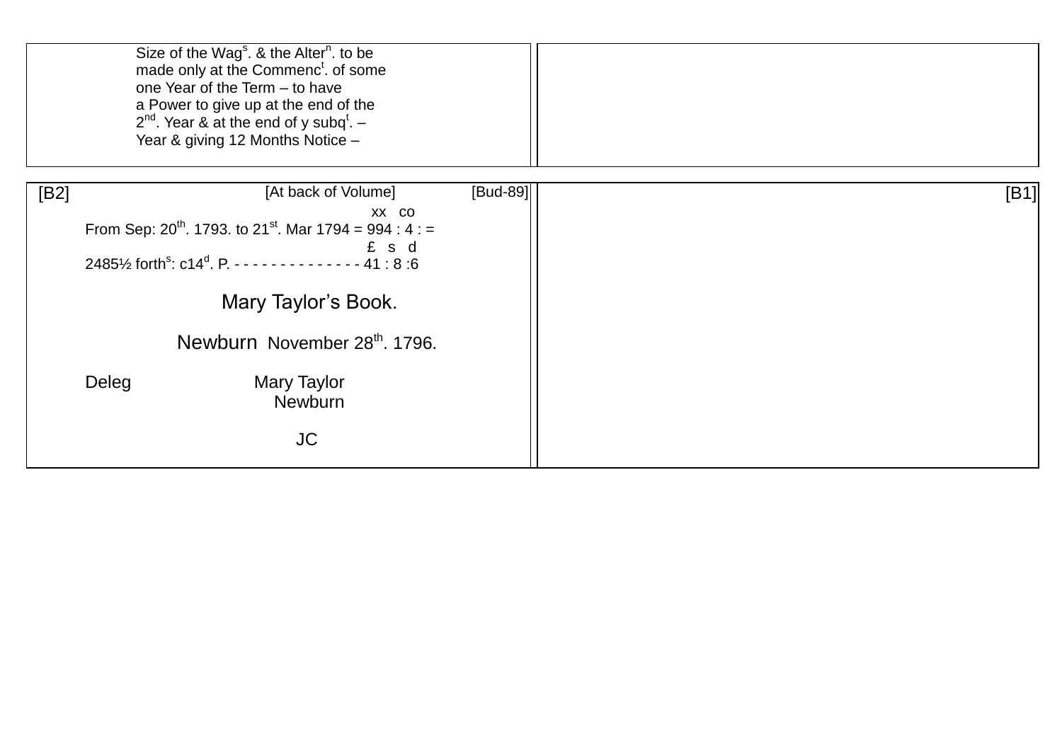Size of the Wag^s^. & the Alter^n^. to be
made only at the Commenc^t^. of some
one Year of the Term – to have
a Power to give up at the end of the
2^nd^. Year & at the end of y subq^t^. –
Year & giving 12 Months Notice –

[B2] [At back of Volume] [Bud-89] [B1]

xx co
From Sep: 20th. 1793. to 21st. Mar 1794 = 994 : 4 : =
£ s d
2485½ forths: c14d. P. - - - - - - - - - - - - - - 41 : 8 :6

Mary Taylor's Book.

Newburn November 28th. 1796.

Deleg Mary Taylor
Newburn

JC